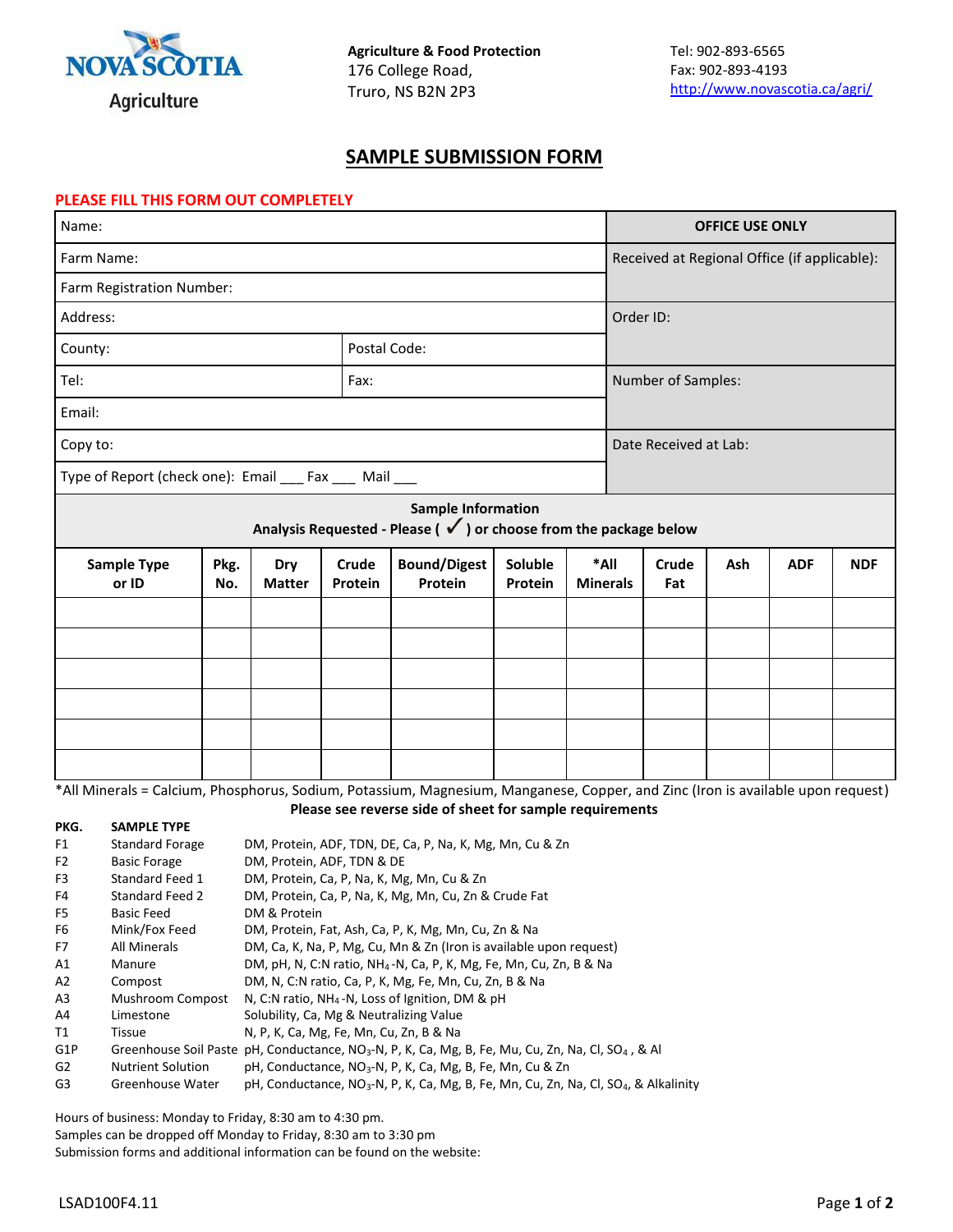Nova Scotia Agriculture

**Agriculture & Food Protection**
176 College Road,
Truro, NS B2N 2P3

Tel: 902-893-6565
Fax: 902-893-4193
http://www.novascotia.ca/agri/

# SAMPLE SUBMISSION FORM

**PLEASE FILL THIS FORM OUT COMPLETELY**

| | | **OFFICE USE ONLY** |
|---|---|---|
| Name: | | |
| Farm Name: | | Received at Regional Office (if applicable): |
| Farm Registration Number: | | |
| Address: | | Order ID: |
| County: | Postal Code: | |
| Tel: | Fax: | Number of Samples: |
| Email: | | |
| Copy to: | | Date Received at Lab: |
| Type of Report (check one): Email ___ Fax ___ Mail ___ | | |

**Sample Information**
**Analysis Requested - Please ( ✓ ) or choose from the package below**

| Sample Type or ID | Pkg. No. | Dry Matter | Crude Protein | Bound/Digest Protein | Soluble Protein | *All Minerals | Crude Fat | Ash | ADF | NDF |
|---|---|---|---|---|---|---|---|---|---|---|
| | | | | | | | | | | |
| | | | | | | | | | | |
| | | | | | | | | | | |
| | | | | | | | | | | |
| | | | | | | | | | | |
| | | | | | | | | | | |

*All Minerals = Calcium, Phosphorus, Sodium, Potassium, Magnesium, Manganese, Copper, and Zinc (Iron is available upon request)

**Please see reverse side of sheet for sample requirements**

| PKG. | SAMPLE TYPE | |
|---|---|---|
| F1 | Standard Forage | DM, Protein, ADF, TDN, DE, Ca, P, Na, K, Mg, Mn, Cu & Zn |
| F2 | Basic Forage | DM, Protein, ADF, TDN & DE |
| F3 | Standard Feed 1 | DM, Protein, Ca, P, Na, K, Mg, Mn, Cu & Zn |
| F4 | Standard Feed 2 | DM, Protein, Ca, P, Na, K, Mg, Mn, Cu, Zn & Crude Fat |
| F5 | Basic Feed | DM & Protein |
| F6 | Mink/Fox Feed | DM, Protein, Fat, Ash, Ca, P, K, Mg, Mn, Cu, Zn & Na |
| F7 | All Minerals | DM, Ca, K, Na, P, Mg, Cu, Mn & Zn (Iron is available upon request) |
| A1 | Manure | DM, pH, N, C:N ratio, $NH_4$-N, Ca, P, K, Mg, Fe, Mn, Cu, Zn, B & Na |
| A2 | Compost | DM, N, C:N ratio, Ca, P, K, Mg, Fe, Mn, Cu, Zn, B & Na |
| A3 | Mushroom Compost | N, C:N ratio, $NH_4$-N, Loss of Ignition, DM & pH |
| A4 | Limestone | Solubility, Ca, Mg & Neutralizing Value |
| T1 | Tissue | N, P, K, Ca, Mg, Fe, Mn, Cu, Zn, B & Na |
| G1P | Greenhouse Soil Paste | pH, Conductance, $NO_3$-N, P, K, Ca, Mg, B, Fe, Mu, Cu, Zn, Na, Cl, $SO_4$, & Al |
| G2 | Nutrient Solution | pH, Conductance, $NO_3$-N, P, K, Ca, Mg, B, Fe, Mn, Cu & Zn |
| G3 | Greenhouse Water | pH, Conductance, $NO_3$-N, P, K, Ca, Mg, B, Fe, Mn, Cu, Zn, Na, Cl, $SO_4$, & Alkalinity |

Hours of business: Monday to Friday, 8:30 am to 4:30 pm.
Samples can be dropped off Monday to Friday, 8:30 am to 3:30 pm
Submission forms and additional information can be found on the website:

LSAD100F4.11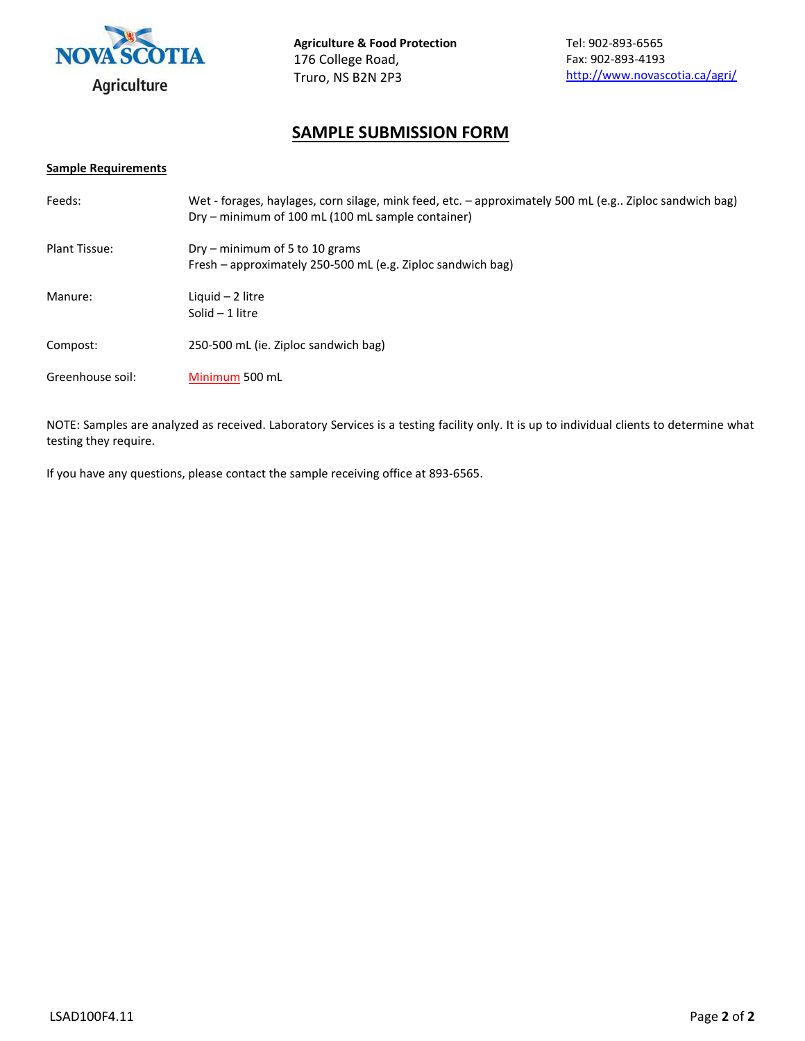**Agriculture & Food Protection**
176 College Road,
Truro, NS B2N 2P3

Tel: 902-893-6565
Fax: 902-893-4193
http://www.novascotia.ca/agri/

# SAMPLE SUBMISSION FORM

**Sample Requirements**

| | |
|---|---|
| Feeds: | Wet - forages, haylages, corn silage, mink feed, etc. – approximately 500 mL (e.g.. Ziploc sandwich bag)<br>Dry – minimum of 100 mL (100 mL sample container) |
| Plant Tissue: | Dry – minimum of 5 to 10 grams<br>Fresh – approximately 250-500 mL (e.g. Ziploc sandwich bag) |
| Manure: | Liquid – 2 litre<br>Solid – 1 litre |
| Compost: | 250-500 mL (ie. Ziploc sandwich bag) |
| Greenhouse soil: | Minimum 500 mL |

NOTE: Samples are analyzed as received. Laboratory Services is a testing facility only. It is up to individual clients to determine what testing they require.

If you have any questions, please contact the sample receiving office at 893-6565.

LSAD100F4.11